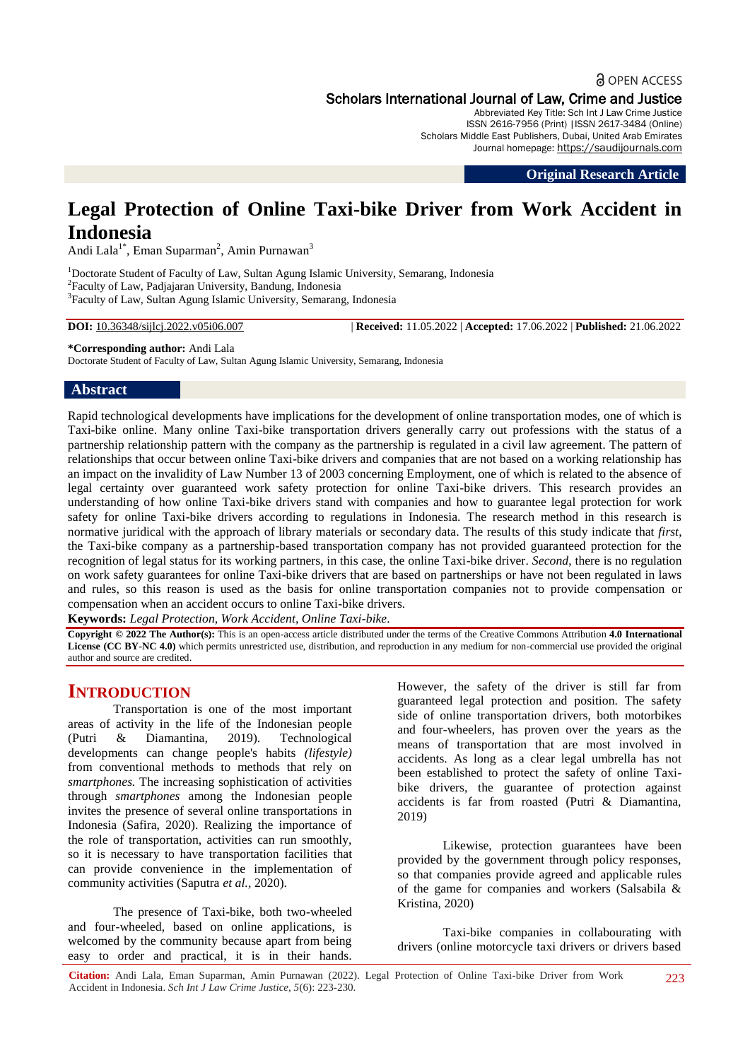Open Access

Scholars International Journal of Law, Crime and Justice

Abbreviated Key Title: Sch Int J Law Crime Justice
ISSN 2616-7956 (Print) |ISSN 2617-3484 (Online)
Scholars Middle East Publishers, Dubai, United Arab Emirates
Journal homepage: https://saudijournals.com

**Original Research Article**

# Legal Protection of Online Taxi-bike Driver from Work Accident in Indonesia

Andi Lala[1*], Eman Suparman[2], Amin Purnawan[3]

[1]Doctorate Student of Faculty of Law, Sultan Agung Islamic University, Semarang, Indonesia
[2]Faculty of Law, Padjajaran University, Bandung, Indonesia
[3]Faculty of Law, Sultan Agung Islamic University, Semarang, Indonesia

**DOI:** 10.36348/sijlcj.2022.v05i06.007 | **Received:** 11.05.2022 | **Accepted:** 17.06.2022 | **Published:** 21.06.2022

**\*Corresponding author:** Andi Lala
Doctorate Student of Faculty of Law, Sultan Agung Islamic University, Semarang, Indonesia

## Abstract

Rapid technological developments have implications for the development of online transportation modes, one of which is Taxi-bike online. Many online Taxi-bike transportation drivers generally carry out professions with the status of a partnership relationship pattern with the company as the partnership is regulated in a civil law agreement. The pattern of relationships that occur between online Taxi-bike drivers and companies that are not based on a working relationship has an impact on the invalidity of Law Number 13 of 2003 concerning Employment, one of which is related to the absence of legal certainty over guaranteed work safety protection for online Taxi-bike drivers. This research provides an understanding of how online Taxi-bike drivers stand with companies and how to guarantee legal protection for work safety for online Taxi-bike drivers according to regulations in Indonesia. The research method in this research is normative juridical with the approach of library materials or secondary data. The results of this study indicate that *first*, the Taxi-bike company as a partnership-based transportation company has not provided guaranteed protection for the recognition of legal status for its working partners, in this case, the online Taxi-bike driver. *Second*, there is no regulation on work safety guarantees for online Taxi-bike drivers that are based on partnerships or have not been regulated in laws and rules, so this reason is used as the basis for online transportation companies not to provide compensation or compensation when an accident occurs to online Taxi-bike drivers.

**Keywords:** *Legal Protection, Work Accident, Online Taxi-bike*.

**Copyright © 2022 The Author(s):** This is an open-access article distributed under the terms of the Creative Commons Attribution **4.0 International License (CC BY-NC 4.0)** which permits unrestricted use, distribution, and reproduction in any medium for non-commercial use provided the original author and source are credited.

## INTRODUCTION

Transportation is one of the most important areas of activity in the life of the Indonesian people (Putri & Diamantina, 2019). Technological developments can change people's habits *(lifestyle)* from conventional methods to methods that rely on *smartphones.* The increasing sophistication of activities through *smartphones* among the Indonesian people invites the presence of several online transportations in Indonesia (Safira, 2020). Realizing the importance of the role of transportation, activities can run smoothly, so it is necessary to have transportation facilities that can provide convenience in the implementation of community activities (Saputra *et al.*, 2020).

The presence of Taxi-bike, both two-wheeled and four-wheeled, based on online applications, is welcomed by the community because apart from being easy to order and practical, it is in their hands. However, the safety of the driver is still far from guaranteed legal protection and position. The safety side of online transportation drivers, both motorbikes and four-wheelers, has proven over the years as the means of transportation that are most involved in accidents. As long as a clear legal umbrella has not been established to protect the safety of online Taxi-bike drivers, the guarantee of protection against accidents is far from roasted (Putri & Diamantina, 2019)

Likewise, protection guarantees have been provided by the government through policy responses, so that companies provide agreed and applicable rules of the game for companies and workers (Salsabila & Kristina, 2020)

Taxi-bike companies in collabourating with drivers (online motorcycle taxi drivers or drivers based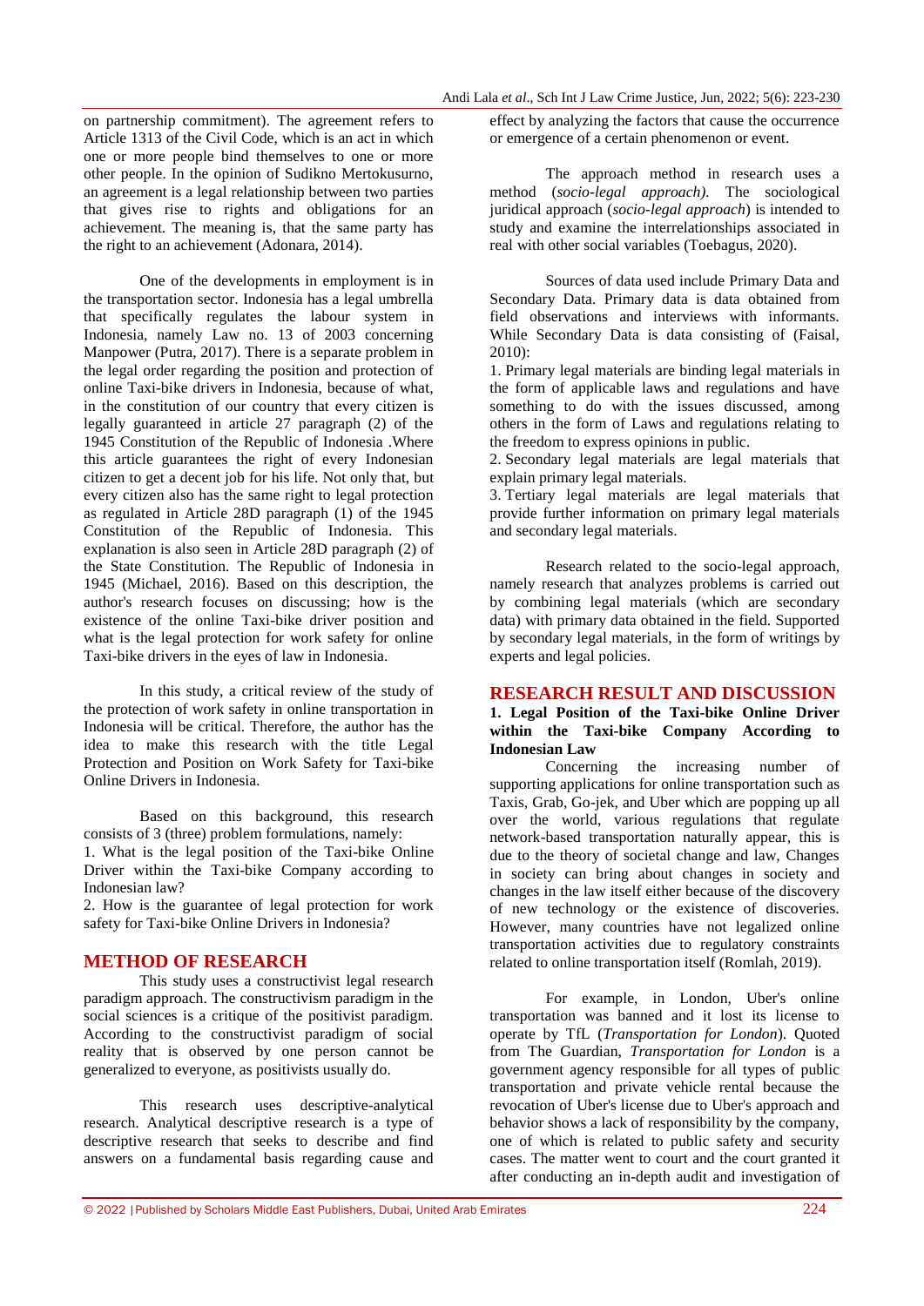on partnership commitment). The agreement refers to Article 1313 of the Civil Code, which is an act in which one or more people bind themselves to one or more other people. In the opinion of Sudikno Mertokusurno, an agreement is a legal relationship between two parties that gives rise to rights and obligations for an achievement. The meaning is, that the same party has the right to an achievement (Adonara, 2014).

One of the developments in employment is in the transportation sector. Indonesia has a legal umbrella that specifically regulates the labour system in Indonesia, namely Law no. 13 of 2003 concerning Manpower (Putra, 2017). There is a separate problem in the legal order regarding the position and protection of online Taxi-bike drivers in Indonesia, because of what, in the constitution of our country that every citizen is legally guaranteed in article 27 paragraph (2) of the 1945 Constitution of the Republic of Indonesia .Where this article guarantees the right of every Indonesian citizen to get a decent job for his life. Not only that, but every citizen also has the same right to legal protection as regulated in Article 28D paragraph (1) of the 1945 Constitution of the Republic of Indonesia. This explanation is also seen in Article 28D paragraph (2) of the State Constitution. The Republic of Indonesia in 1945 (Michael, 2016). Based on this description, the author's research focuses on discussing; how is the existence of the online Taxi-bike driver position and what is the legal protection for work safety for online Taxi-bike drivers in the eyes of law in Indonesia.

In this study, a critical review of the study of the protection of work safety in online transportation in Indonesia will be critical. Therefore, the author has the idea to make this research with the title Legal Protection and Position on Work Safety for Taxi-bike Online Drivers in Indonesia.

Based on this background, this research consists of 3 (three) problem formulations, namely:

1. What is the legal position of the Taxi-bike Online Driver within the Taxi-bike Company according to Indonesian law?
2. How is the guarantee of legal protection for work safety for Taxi-bike Online Drivers in Indonesia?

## METHOD OF RESEARCH

This study uses a constructivist legal research paradigm approach. The constructivism paradigm in the social sciences is a critique of the positivist paradigm. According to the constructivist paradigm of social reality that is observed by one person cannot be generalized to everyone, as positivists usually do.

This research uses descriptive-analytical research. Analytical descriptive research is a type of descriptive research that seeks to describe and find answers on a fundamental basis regarding cause and effect by analyzing the factors that cause the occurrence or emergence of a certain phenomenon or event.

The approach method in research uses a method (*socio-legal approach).* The sociological juridical approach (*socio-legal approach*) is intended to study and examine the interrelationships associated in real with other social variables (Toebagus, 2020).

Sources of data used include Primary Data and Secondary Data. Primary data is data obtained from field observations and interviews with informants. While Secondary Data is data consisting of (Faisal, 2010):

1. Primary legal materials are binding legal materials in the form of applicable laws and regulations and have something to do with the issues discussed, among others in the form of Laws and regulations relating to the freedom to express opinions in public.
2. Secondary legal materials are legal materials that explain primary legal materials.
3. Tertiary legal materials are legal materials that provide further information on primary legal materials and secondary legal materials.

Research related to the socio-legal approach, namely research that analyzes problems is carried out by combining legal materials (which are secondary data) with primary data obtained in the field. Supported by secondary legal materials, in the form of writings by experts and legal policies.

## RESEARCH RESULT AND DISCUSSION

### 1. Legal Position of the Taxi-bike Online Driver within the Taxi-bike Company According to Indonesian Law

Concerning the increasing number of supporting applications for online transportation such as Taxis, Grab, Go-jek, and Uber which are popping up all over the world, various regulations that regulate network-based transportation naturally appear, this is due to the theory of societal change and law, Changes in society can bring about changes in society and changes in the law itself either because of the discovery of new technology or the existence of discoveries. However, many countries have not legalized online transportation activities due to regulatory constraints related to online transportation itself (Romlah, 2019).

For example, in London, Uber's online transportation was banned and it lost its license to operate by TfL (*Transportation for London*). Quoted from The Guardian, *Transportation for London* is a government agency responsible for all types of public transportation and private vehicle rental because the revocation of Uber's license due to Uber's approach and behavior shows a lack of responsibility by the company, one of which is related to public safety and security cases. The matter went to court and the court granted it after conducting an in-depth audit and investigation of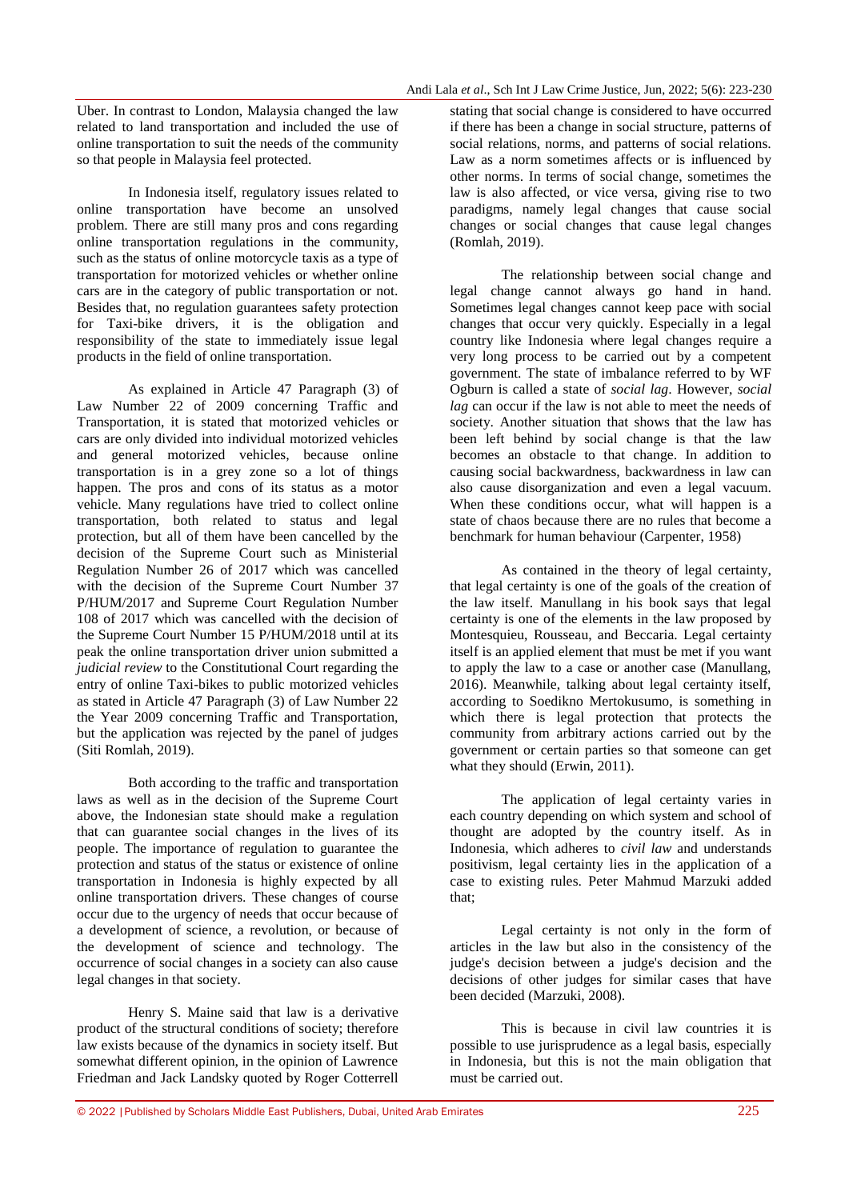Uber. In contrast to London, Malaysia changed the law related to land transportation and included the use of online transportation to suit the needs of the community so that people in Malaysia feel protected.

In Indonesia itself, regulatory issues related to online transportation have become an unsolved problem. There are still many pros and cons regarding online transportation regulations in the community, such as the status of online motorcycle taxis as a type of transportation for motorized vehicles or whether online cars are in the category of public transportation or not. Besides that, no regulation guarantees safety protection for Taxi-bike drivers, it is the obligation and responsibility of the state to immediately issue legal products in the field of online transportation.

As explained in Article 47 Paragraph (3) of Law Number 22 of 2009 concerning Traffic and Transportation, it is stated that motorized vehicles or cars are only divided into individual motorized vehicles and general motorized vehicles, because online transportation is in a grey zone so a lot of things happen. The pros and cons of its status as a motor vehicle. Many regulations have tried to collect online transportation, both related to status and legal protection, but all of them have been cancelled by the decision of the Supreme Court such as Ministerial Regulation Number 26 of 2017 which was cancelled with the decision of the Supreme Court Number 37 P/HUM/2017 and Supreme Court Regulation Number 108 of 2017 which was cancelled with the decision of the Supreme Court Number 15 P/HUM/2018 until at its peak the online transportation driver union submitted a *judicial review* to the Constitutional Court regarding the entry of online Taxi-bikes to public motorized vehicles as stated in Article 47 Paragraph (3) of Law Number 22 the Year 2009 concerning Traffic and Transportation, but the application was rejected by the panel of judges (Siti Romlah, 2019).

Both according to the traffic and transportation laws as well as in the decision of the Supreme Court above, the Indonesian state should make a regulation that can guarantee social changes in the lives of its people. The importance of regulation to guarantee the protection and status of the status or existence of online transportation in Indonesia is highly expected by all online transportation drivers. These changes of course occur due to the urgency of needs that occur because of a development of science, a revolution, or because of the development of science and technology. The occurrence of social changes in a society can also cause legal changes in that society.

Henry S. Maine said that law is a derivative product of the structural conditions of society; therefore law exists because of the dynamics in society itself. But somewhat different opinion, in the opinion of Lawrence Friedman and Jack Landsky quoted by Roger Cotterrell stating that social change is considered to have occurred if there has been a change in social structure, patterns of social relations, norms, and patterns of social relations. Law as a norm sometimes affects or is influenced by other norms. In terms of social change, sometimes the law is also affected, or vice versa, giving rise to two paradigms, namely legal changes that cause social changes or social changes that cause legal changes (Romlah, 2019).

The relationship between social change and legal change cannot always go hand in hand. Sometimes legal changes cannot keep pace with social changes that occur very quickly. Especially in a legal country like Indonesia where legal changes require a very long process to be carried out by a competent government. The state of imbalance referred to by WF Ogburn is called a state of *social lag*. However, *social lag* can occur if the law is not able to meet the needs of society. Another situation that shows that the law has been left behind by social change is that the law becomes an obstacle to that change. In addition to causing social backwardness, backwardness in law can also cause disorganization and even a legal vacuum. When these conditions occur, what will happen is a state of chaos because there are no rules that become a benchmark for human behaviour (Carpenter, 1958)

As contained in the theory of legal certainty, that legal certainty is one of the goals of the creation of the law itself. Manullang in his book says that legal certainty is one of the elements in the law proposed by Montesquieu, Rousseau, and Beccaria. Legal certainty itself is an applied element that must be met if you want to apply the law to a case or another case (Manullang, 2016). Meanwhile, talking about legal certainty itself, according to Soedikno Mertokusumo, is something in which there is legal protection that protects the community from arbitrary actions carried out by the government or certain parties so that someone can get what they should (Erwin, 2011).

The application of legal certainty varies in each country depending on which system and school of thought are adopted by the country itself. As in Indonesia, which adheres to *civil law* and understands positivism, legal certainty lies in the application of a case to existing rules. Peter Mahmud Marzuki added that;

Legal certainty is not only in the form of articles in the law but also in the consistency of the judge's decision between a judge's decision and the decisions of other judges for similar cases that have been decided (Marzuki, 2008).

This is because in civil law countries it is possible to use jurisprudence as a legal basis, especially in Indonesia, but this is not the main obligation that must be carried out.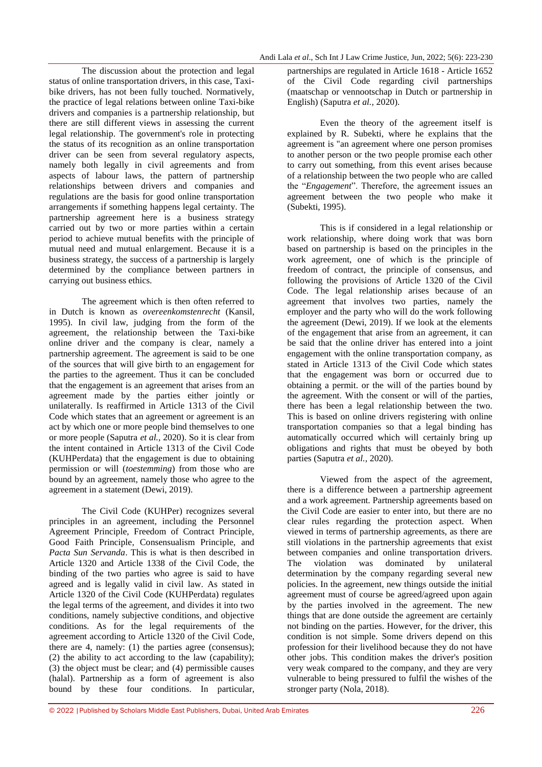The discussion about the protection and legal status of online transportation drivers, in this case, Taxi-bike drivers, has not been fully touched. Normatively, the practice of legal relations between online Taxi-bike drivers and companies is a partnership relationship, but there are still different views in assessing the current legal relationship. The government's role in protecting the status of its recognition as an online transportation driver can be seen from several regulatory aspects, namely both legally in civil agreements and from aspects of labour laws, the pattern of partnership relationships between drivers and companies and regulations are the basis for good online transportation arrangements if something happens legal certainty. The partnership agreement here is a business strategy carried out by two or more parties within a certain period to achieve mutual benefits with the principle of mutual need and mutual enlargement. Because it is a business strategy, the success of a partnership is largely determined by the compliance between partners in carrying out business ethics.

The agreement which is then often referred to in Dutch is known as *overeenkomstenrecht* (Kansil, 1995). In civil law, judging from the form of the agreement, the relationship between the Taxi-bike online driver and the company is clear, namely a partnership agreement. The agreement is said to be one of the sources that will give birth to an engagement for the parties to the agreement. Thus it can be concluded that the engagement is an agreement that arises from an agreement made by the parties either jointly or unilaterally. Is reaffirmed in Article 1313 of the Civil Code which states that an agreement or agreement is an act by which one or more people bind themselves to one or more people (Saputra *et al.,* 2020). So it is clear from the intent contained in Article 1313 of the Civil Code (KUHPerdata) that the engagement is due to obtaining permission or will (*toestemming*) from those who are bound by an agreement, namely those who agree to the agreement in a statement (Dewi, 2019).

The Civil Code (KUHPer) recognizes several principles in an agreement, including the Personnel Agreement Principle, Freedom of Contract Principle, Good Faith Principle, Consensualism Principle, and *Pacta Sun Servanda*. This is what is then described in Article 1320 and Article 1338 of the Civil Code, the binding of the two parties who agree is said to have agreed and is legally valid in civil law. As stated in Article 1320 of the Civil Code (KUHPerdata) regulates the legal terms of the agreement, and divides it into two conditions, namely subjective conditions, and objective conditions. As for the legal requirements of the agreement according to Article 1320 of the Civil Code, there are 4, namely: (1) the parties agree (consensus); (2) the ability to act according to the law (capability); (3) the object must be clear; and (4) permissible causes (halal). Partnership as a form of agreement is also bound by these four conditions. In particular, partnerships are regulated in Article 1618 - Article 1652 of the Civil Code regarding civil partnerships (maatschap or vennootschap in Dutch or partnership in English) (Saputra *et al.,* 2020).

Even the theory of the agreement itself is explained by R. Subekti, where he explains that the agreement is "an agreement where one person promises to another person or the two people promise each other to carry out something, from this event arises because of a relationship between the two people who are called the "*Engagement*". Therefore, the agreement issues an agreement between the two people who make it (Subekti, 1995).

This is if considered in a legal relationship or work relationship, where doing work that was born based on partnership is based on the principles in the work agreement, one of which is the principle of freedom of contract, the principle of consensus, and following the provisions of Article 1320 of the Civil Code. The legal relationship arises because of an agreement that involves two parties, namely the employer and the party who will do the work following the agreement (Dewi, 2019). If we look at the elements of the engagement that arise from an agreement, it can be said that the online driver has entered into a joint engagement with the online transportation company, as stated in Article 1313 of the Civil Code which states that the engagement was born or occurred due to obtaining a permit. or the will of the parties bound by the agreement. With the consent or will of the parties, there has been a legal relationship between the two. This is based on online drivers registering with online transportation companies so that a legal binding has automatically occurred which will certainly bring up obligations and rights that must be obeyed by both parties (Saputra *et al.,* 2020).

Viewed from the aspect of the agreement, there is a difference between a partnership agreement and a work agreement. Partnership agreements based on the Civil Code are easier to enter into, but there are no clear rules regarding the protection aspect. When viewed in terms of partnership agreements, as there are still violations in the partnership agreements that exist between companies and online transportation drivers. The violation was dominated by unilateral determination by the company regarding several new policies. In the agreement, new things outside the initial agreement must of course be agreed/agreed upon again by the parties involved in the agreement. The new things that are done outside the agreement are certainly not binding on the parties. However, for the driver, this condition is not simple. Some drivers depend on this profession for their livelihood because they do not have other jobs. This condition makes the driver's position very weak compared to the company, and they are very vulnerable to being pressured to fulfil the wishes of the stronger party (Nola, 2018).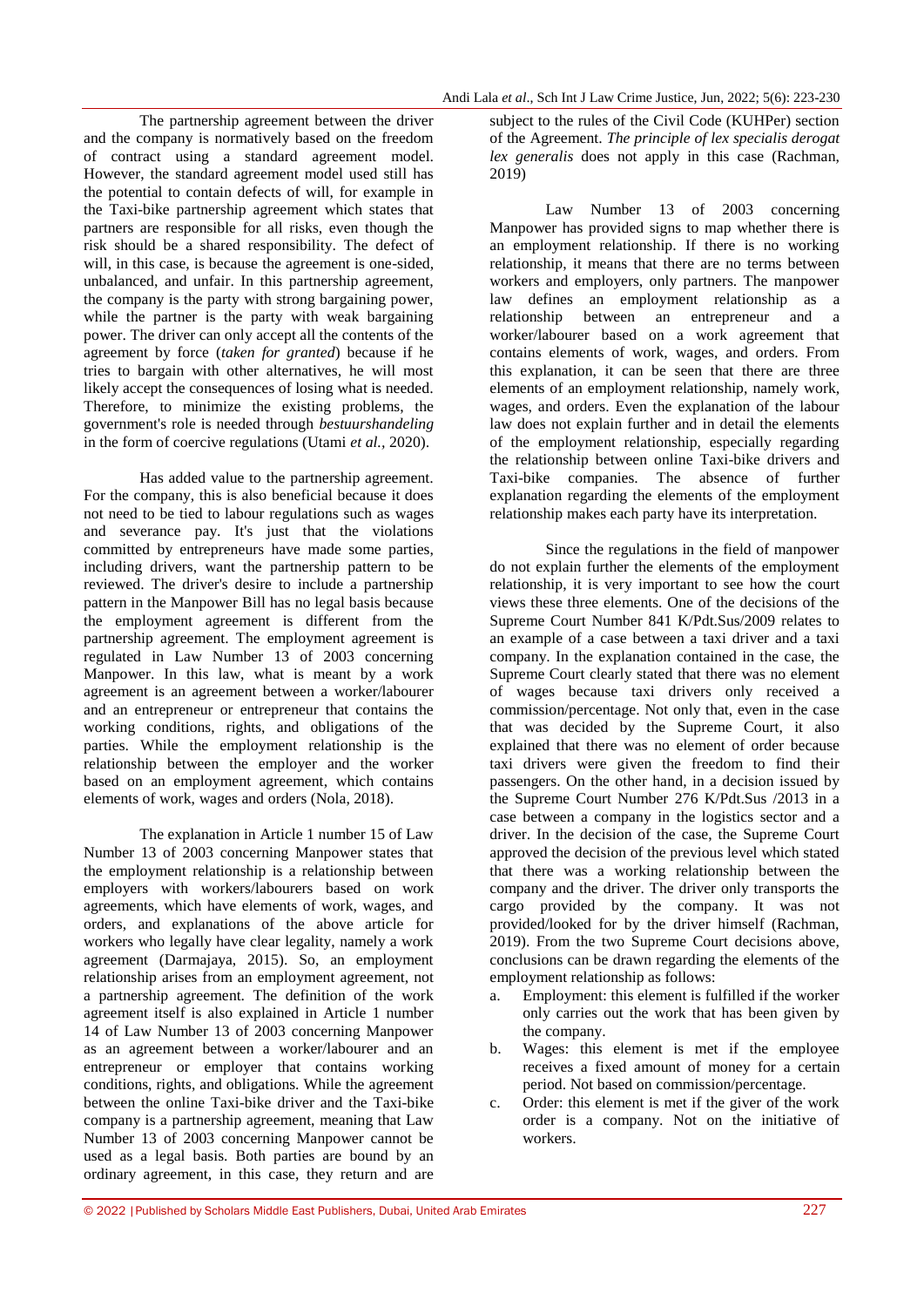The partnership agreement between the driver and the company is normatively based on the freedom of contract using a standard agreement model. However, the standard agreement model used still has the potential to contain defects of will, for example in the Taxi-bike partnership agreement which states that partners are responsible for all risks, even though the risk should be a shared responsibility. The defect of will, in this case, is because the agreement is one-sided, unbalanced, and unfair. In this partnership agreement, the company is the party with strong bargaining power, while the partner is the party with weak bargaining power. The driver can only accept all the contents of the agreement by force (*taken for granted*) because if he tries to bargain with other alternatives, he will most likely accept the consequences of losing what is needed. Therefore, to minimize the existing problems, the government's role is needed through *bestuurshandeling* in the form of coercive regulations (Utami *et al.,* 2020).

Has added value to the partnership agreement. For the company, this is also beneficial because it does not need to be tied to labour regulations such as wages and severance pay. It's just that the violations committed by entrepreneurs have made some parties, including drivers, want the partnership pattern to be reviewed. The driver's desire to include a partnership pattern in the Manpower Bill has no legal basis because the employment agreement is different from the partnership agreement. The employment agreement is regulated in Law Number 13 of 2003 concerning Manpower. In this law, what is meant by a work agreement is an agreement between a worker/labourer and an entrepreneur or entrepreneur that contains the working conditions, rights, and obligations of the parties. While the employment relationship is the relationship between the employer and the worker based on an employment agreement, which contains elements of work, wages and orders (Nola, 2018).

The explanation in Article 1 number 15 of Law Number 13 of 2003 concerning Manpower states that the employment relationship is a relationship between employers with workers/labourers based on work agreements, which have elements of work, wages, and orders, and explanations of the above article for workers who legally have clear legality, namely a work agreement (Darmajaya, 2015). So, an employment relationship arises from an employment agreement, not a partnership agreement. The definition of the work agreement itself is also explained in Article 1 number 14 of Law Number 13 of 2003 concerning Manpower as an agreement between a worker/labourer and an entrepreneur or employer that contains working conditions, rights, and obligations. While the agreement between the online Taxi-bike driver and the Taxi-bike company is a partnership agreement, meaning that Law Number 13 of 2003 concerning Manpower cannot be used as a legal basis. Both parties are bound by an ordinary agreement, in this case, they return and are subject to the rules of the Civil Code (KUHPer) section of the Agreement. *The principle of lex specialis derogat lex generalis* does not apply in this case (Rachman, 2019)

Law Number 13 of 2003 concerning Manpower has provided signs to map whether there is an employment relationship. If there is no working relationship, it means that there are no terms between workers and employers, only partners. The manpower law defines an employment relationship as a relationship between an entrepreneur and a worker/labourer based on a work agreement that contains elements of work, wages, and orders. From this explanation, it can be seen that there are three elements of an employment relationship, namely work, wages, and orders. Even the explanation of the labour law does not explain further and in detail the elements of the employment relationship, especially regarding the relationship between online Taxi-bike drivers and Taxi-bike companies. The absence of further explanation regarding the elements of the employment relationship makes each party have its interpretation.

Since the regulations in the field of manpower do not explain further the elements of the employment relationship, it is very important to see how the court views these three elements. One of the decisions of the Supreme Court Number 841 K/Pdt.Sus/2009 relates to an example of a case between a taxi driver and a taxi company. In the explanation contained in the case, the Supreme Court clearly stated that there was no element of wages because taxi drivers only received a commission/percentage. Not only that, even in the case that was decided by the Supreme Court, it also explained that there was no element of order because taxi drivers were given the freedom to find their passengers. On the other hand, in a decision issued by the Supreme Court Number 276 K/Pdt.Sus /2013 in a case between a company in the logistics sector and a driver. In the decision of the case, the Supreme Court approved the decision of the previous level which stated that there was a working relationship between the company and the driver. The driver only transports the cargo provided by the company. It was not provided/looked for by the driver himself (Rachman, 2019). From the two Supreme Court decisions above, conclusions can be drawn regarding the elements of the employment relationship as follows:

a. Employment: this element is fulfilled if the worker only carries out the work that has been given by the company.
b. Wages: this element is met if the employee receives a fixed amount of money for a certain period. Not based on commission/percentage.
c. Order: this element is met if the giver of the work order is a company. Not on the initiative of workers.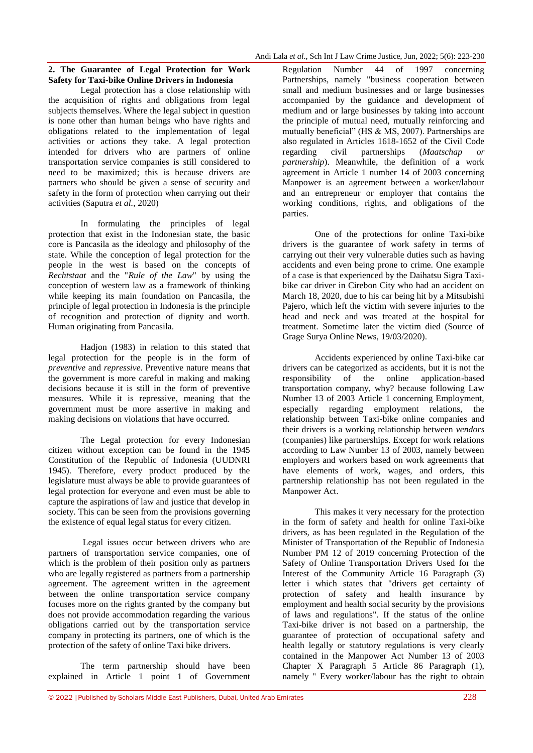## 2. The Guarantee of Legal Protection for Work Safety for Taxi-bike Online Drivers in Indonesia

Legal protection has a close relationship with the acquisition of rights and obligations from legal subjects themselves. Where the legal subject in question is none other than human beings who have rights and obligations related to the implementation of legal activities or actions they take. A legal protection intended for drivers who are partners of online transportation service companies is still considered to need to be maximized; this is because drivers are partners who should be given a sense of security and safety in the form of protection when carrying out their activities (Saputra *et al.*, 2020)

In formulating the principles of legal protection that exist in the Indonesian state, the basic core is Pancasila as the ideology and philosophy of the state. While the conception of legal protection for the people in the west is based on the concepts of *Rechtstaat* and the "*Rule of the Law*" by using the conception of western law as a framework of thinking while keeping its main foundation on Pancasila, the principle of legal protection in Indonesia is the principle of recognition and protection of dignity and worth. Human originating from Pancasila.

Hadjon (1983) in relation to this stated that legal protection for the people is in the form of *preventive* and *repressive*. Preventive nature means that the government is more careful in making and making decisions because it is still in the form of preventive measures. While it is repressive, meaning that the government must be more assertive in making and making decisions on violations that have occurred.

The Legal protection for every Indonesian citizen without exception can be found in the 1945 Constitution of the Republic of Indonesia (UUDNRI 1945). Therefore, every product produced by the legislature must always be able to provide guarantees of legal protection for everyone and even must be able to capture the aspirations of law and justice that develop in society. This can be seen from the provisions governing the existence of equal legal status for every citizen.

Legal issues occur between drivers who are partners of transportation service companies, one of which is the problem of their position only as partners who are legally registered as partners from a partnership agreement. The agreement written in the agreement between the online transportation service company focuses more on the rights granted by the company but does not provide accommodation regarding the various obligations carried out by the transportation service company in protecting its partners, one of which is the protection of the safety of online Taxi bike drivers.

The term partnership should have been explained in Article 1 point 1 of Government Regulation Number 44 of 1997 concerning Partnerships, namely "business cooperation between small and medium businesses and or large businesses accompanied by the guidance and development of medium and or large businesses by taking into account the principle of mutual need, mutually reinforcing and mutually beneficial" (HS & MS, 2007). Partnerships are also regulated in Articles 1618-1652 of the Civil Code regarding civil partnerships (*Maatschap or partnership*). Meanwhile, the definition of a work agreement in Article 1 number 14 of 2003 concerning Manpower is an agreement between a worker/labour and an entrepreneur or employer that contains the working conditions, rights, and obligations of the parties.

One of the protections for online Taxi-bike drivers is the guarantee of work safety in terms of carrying out their very vulnerable duties such as having accidents and even being prone to crime. One example of a case is that experienced by the Daihatsu Sigra Taxi-bike car driver in Cirebon City who had an accident on March 18, 2020, due to his car being hit by a Mitsubishi Pajero, which left the victim with severe injuries to the head and neck and was treated at the hospital for treatment. Sometime later the victim died (Source of Grage Surya Online News, 19/03/2020).

Accidents experienced by online Taxi-bike car drivers can be categorized as accidents, but it is not the responsibility of the online application-based transportation company, why? because following Law Number 13 of 2003 Article 1 concerning Employment, especially regarding employment relations, the relationship between Taxi-bike online companies and their drivers is a working relationship between *vendors* (companies) like partnerships. Except for work relations according to Law Number 13 of 2003, namely between employers and workers based on work agreements that have elements of work, wages, and orders, this partnership relationship has not been regulated in the Manpower Act.

This makes it very necessary for the protection in the form of safety and health for online Taxi-bike drivers, as has been regulated in the Regulation of the Minister of Transportation of the Republic of Indonesia Number PM 12 of 2019 concerning Protection of the Safety of Online Transportation Drivers Used for the Interest of the Community Article 16 Paragraph (3) letter i which states that "drivers get certainty of protection of safety and health insurance by employment and health social security by the provisions of laws and regulations". If the status of the online Taxi-bike driver is not based on a partnership, the guarantee of protection of occupational safety and health legally or statutory regulations is very clearly contained in the Manpower Act Number 13 of 2003 Chapter X Paragraph 5 Article 86 Paragraph (1), namely " Every worker/labour has the right to obtain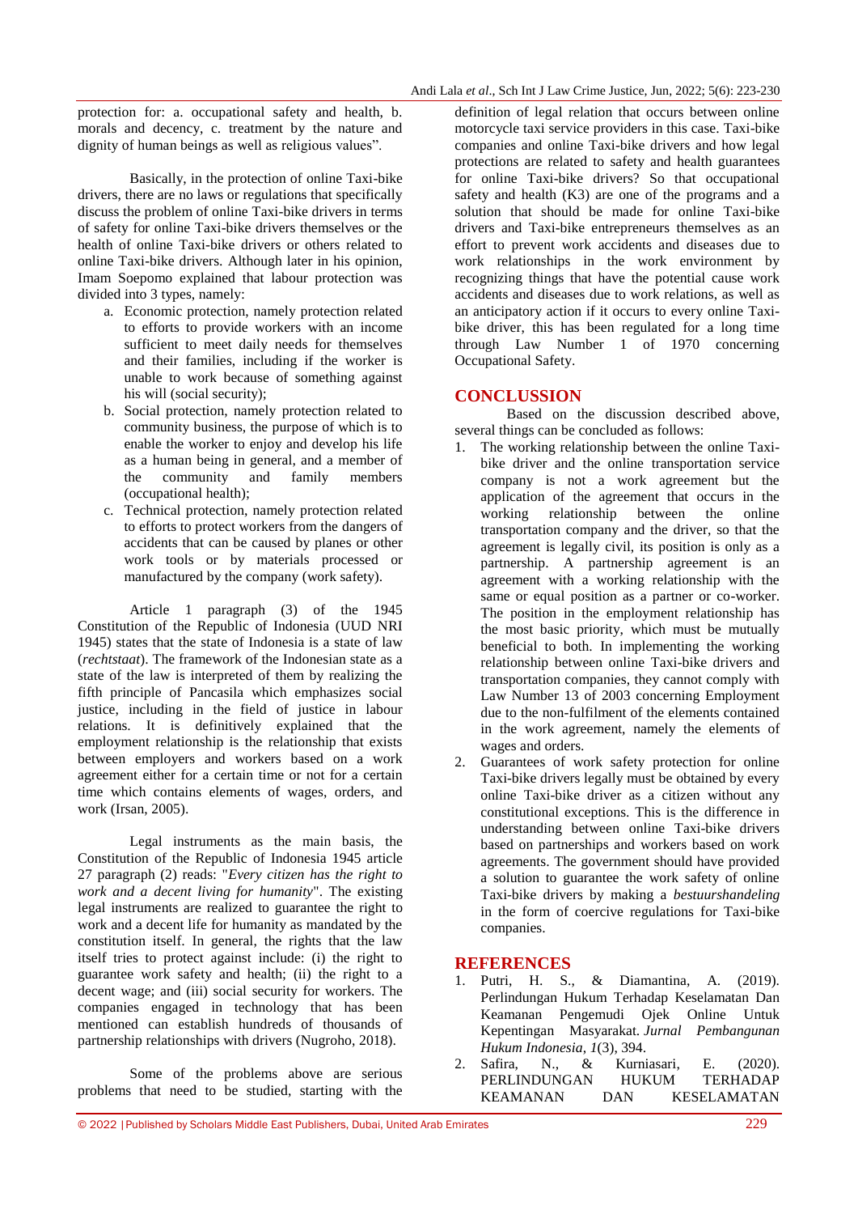protection for: a. occupational safety and health, b. morals and decency, c. treatment by the nature and dignity of human beings as well as religious values".

Basically, in the protection of online Taxi-bike drivers, there are no laws or regulations that specifically discuss the problem of online Taxi-bike drivers in terms of safety for online Taxi-bike drivers themselves or the health of online Taxi-bike drivers or others related to online Taxi-bike drivers. Although later in his opinion, Imam Soepomo explained that labour protection was divided into 3 types, namely:

a. Economic protection, namely protection related to efforts to provide workers with an income sufficient to meet daily needs for themselves and their families, including if the worker is unable to work because of something against his will (social security);
b. Social protection, namely protection related to community business, the purpose of which is to enable the worker to enjoy and develop his life as a human being in general, and a member of the community and family members (occupational health);
c. Technical protection, namely protection related to efforts to protect workers from the dangers of accidents that can be caused by planes or other work tools or by materials processed or manufactured by the company (work safety).

Article 1 paragraph (3) of the 1945 Constitution of the Republic of Indonesia (UUD NRI 1945) states that the state of Indonesia is a state of law (*rechtstaat*). The framework of the Indonesian state as a state of the law is interpreted of them by realizing the fifth principle of Pancasila which emphasizes social justice, including in the field of justice in labour relations. It is definitively explained that the employment relationship is the relationship that exists between employers and workers based on a work agreement either for a certain time or not for a certain time which contains elements of wages, orders, and work (Irsan, 2005).

Legal instruments as the main basis, the Constitution of the Republic of Indonesia 1945 article 27 paragraph (2) reads: "*Every citizen has the right to work and a decent living for humanity*". The existing legal instruments are realized to guarantee the right to work and a decent life for humanity as mandated by the constitution itself. In general, the rights that the law itself tries to protect against include: (i) the right to guarantee work safety and health; (ii) the right to a decent wage; and (iii) social security for workers. The companies engaged in technology that has been mentioned can establish hundreds of thousands of partnership relationships with drivers (Nugroho, 2018).

Some of the problems above are serious problems that need to be studied, starting with the definition of legal relation that occurs between online motorcycle taxi service providers in this case. Taxi-bike companies and online Taxi-bike drivers and how legal protections are related to safety and health guarantees for online Taxi-bike drivers? So that occupational safety and health (K3) are one of the programs and a solution that should be made for online Taxi-bike drivers and Taxi-bike entrepreneurs themselves as an effort to prevent work accidents and diseases due to work relationships in the work environment by recognizing things that have the potential cause work accidents and diseases due to work relations, as well as an anticipatory action if it occurs to every online Taxi-bike driver, this has been regulated for a long time through Law Number 1 of 1970 concerning Occupational Safety.

## CONCLUSION

Based on the discussion described above, several things can be concluded as follows:

1. The working relationship between the online Taxi-bike driver and the online transportation service company is not a work agreement but the application of the agreement that occurs in the working relationship between the online transportation company and the driver, so that the agreement is legally civil, its position is only as a partnership. A partnership agreement is an agreement with a working relationship with the same or equal position as a partner or co-worker. The position in the employment relationship has the most basic priority, which must be mutually beneficial to both. In implementing the working relationship between online Taxi-bike drivers and transportation companies, they cannot comply with Law Number 13 of 2003 concerning Employment due to the non-fulfilment of the elements contained in the work agreement, namely the elements of wages and orders.
2. Guarantees of work safety protection for online Taxi-bike drivers legally must be obtained by every online Taxi-bike driver as a citizen without any constitutional exceptions. This is the difference in understanding between online Taxi-bike drivers based on partnerships and workers based on work agreements. The government should have provided a solution to guarantee the work safety of online Taxi-bike drivers by making a *bestuurshandeling* in the form of coercive regulations for Taxi-bike companies.

## REFERENCES

1. Putri, H. S., & Diamantina, A. (2019). Perlindungan Hukum Terhadap Keselamatan Dan Keamanan Pengemudi Ojek Online Untuk Kepentingan Masyarakat. *Jurnal Pembangunan Hukum Indonesia*, *1*(3), 394.
2. Safira, N., & Kurniasari, E. (2020). PERLINDUNGAN HUKUM TERHADAP KEAMANAN DAN KESELAMATAN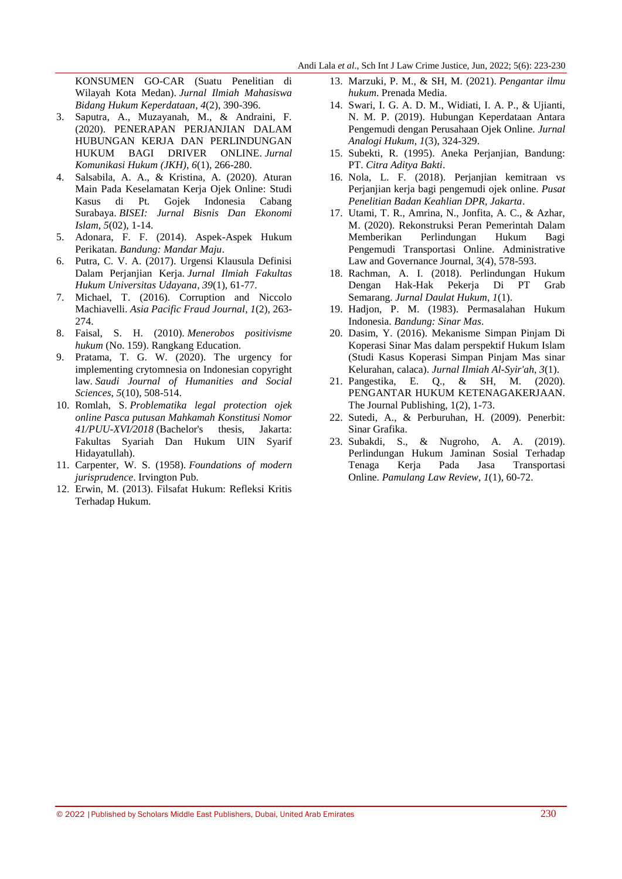KONSUMEN GO-CAR (Suatu Penelitian di Wilayah Kota Medan). *Jurnal Ilmiah Mahasiswa Bidang Hukum Keperdataan*, *4*(2), 390-396.

3. Saputra, A., Muzayanah, M., & Andraini, F. (2020). PENERAPAN PERJANJIAN DALAM HUBUNGAN KERJA DAN PERLINDUNGAN HUKUM BAGI DRIVER ONLINE. *Jurnal Komunikasi Hukum (JKH)*, *6*(1), 266-280.
4. Salsabila, A. A., & Kristina, A. (2020). Aturan Main Pada Keselamatan Kerja Ojek Online: Studi Kasus di Pt. Gojek Indonesia Cabang Surabaya. *BISEI: Jurnal Bisnis Dan Ekonomi Islam*, *5*(02), 1-14.
5. Adonara, F. F. (2014). Aspek-Aspek Hukum Perikatan. *Bandung: Mandar Maju*.
6. Putra, C. V. A. (2017). Urgensi Klausula Definisi Dalam Perjanjian Kerja. *Jurnal Ilmiah Fakultas Hukum Universitas Udayana*, *39*(1), 61-77.
7. Michael, T. (2016). Corruption and Niccolo Machiavelli. *Asia Pacific Fraud Journal*, *1*(2), 263-274.
8. Faisal, S. H. (2010). *Menerobos positivisme hukum* (No. 159). Rangkang Education.
9. Pratama, T. G. W. (2020). The urgency for implementing crytomnesia on Indonesian copyright law. *Saudi Journal of Humanities and Social Sciences*, *5*(10), 508-514.
10. Romlah, S. *Problematika legal protection ojek online Pasca putusan Mahkamah Konstitusi Nomor 41/PUU-XVI/2018* (Bachelor's thesis, Jakarta: Fakultas Syariah Dan Hukum UIN Syarif Hidayatullah).
11. Carpenter, W. S. (1958). *Foundations of modern jurisprudence*. Irvington Pub.
12. Erwin, M. (2013). Filsafat Hukum: Refleksi Kritis Terhadap Hukum.
13. Marzuki, P. M., & SH, M. (2021). *Pengantar ilmu hukum*. Prenada Media.
14. Swari, I. G. A. D. M., Widiati, I. A. P., & Ujianti, N. M. P. (2019). Hubungan Keperdataan Antara Pengemudi dengan Perusahaan Ojek Online. *Jurnal Analogi Hukum*, *1*(3), 324-329.
15. Subekti, R. (1995). Aneka Perjanjian, Bandung: PT. *Citra Aditya Bakti*.
16. Nola, L. F. (2018). Perjanjian kemitraan vs Perjanjian kerja bagi pengemudi ojek online. *Pusat Penelitian Badan Keahlian DPR, Jakarta*.
17. Utami, T. R., Amrina, N., Jonfita, A. C., & Azhar, M. (2020). Rekonstruksi Peran Pemerintah Dalam Memberikan Perlindungan Hukum Bagi Pengemudi Transportasi Online. Administrative Law and Governance Journal, 3(4), 578-593.
18. Rachman, A. I. (2018). Perlindungan Hukum Dengan Hak-Hak Pekerja Di PT Grab Semarang. *Jurnal Daulat Hukum*, *1*(1).
19. Hadjon, P. M. (1983). Permasalahan Hukum Indonesia. *Bandung: Sinar Mas*.
20. Dasim, Y. (2016). Mekanisme Simpan Pinjam Di Koperasi Sinar Mas dalam perspektif Hukum Islam (Studi Kasus Koperasi Simpan Pinjam Mas sinar Kelurahan, calaca). *Jurnal Ilmiah Al-Syir'ah*, *3*(1).
21. Pangestika, E. Q., & SH, M. (2020). PENGANTAR HUKUM KETENAGAKERJAAN. The Journal Publishing, 1(2), 1-73.
22. Sutedi, A., & Perburuhan, H. (2009). Penerbit: Sinar Grafika.
23. Subakdi, S., & Nugroho, A. A. (2019). Perlindungan Hukum Jaminan Sosial Terhadap Tenaga Kerja Pada Jasa Transportasi Online. *Pamulang Law Review*, *1*(1), 60-72.